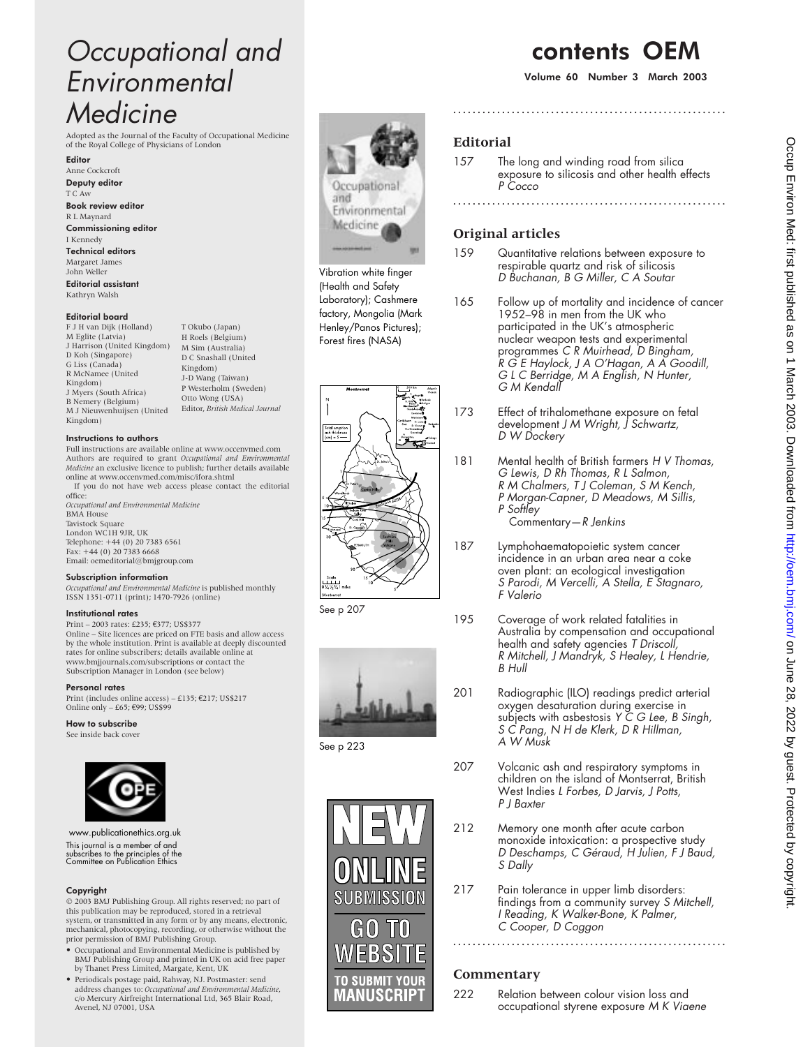# Occupational and Environmental Medicine

Adopted as the Journal of the Faculty of Occupational Medicine of the Royal College of Physicians of London

**Editor**
Anne Cockcroft

**Deputy editor**
T C Aw

**Book review editor**
R L Maynard

**Commissioning editor**
I Kennedy

**Technical editors**
Margaret James
John Weller

**Editorial assistant**
Kathryn Walsh

**Editorial board**
F J H van Dijk (Holland)
M Eglite (Latvia)
J Harrison (United Kingdom)
D Koh (Singapore)
G Liss (Canada)
R McNamee (United Kingdom)
J Myers (South Africa)
B Nemery (Belgium)
M J Nieuwenhuijsen (United Kingdom)
T Okubo (Japan)
H Roels (Belgium)
M Sim (Australia)
D C Snashall (United Kingdom)
J-D Wang (Taiwan)
P Westerholm (Sweden)
Otto Wong (USA)
Editor, *British Medical Journal*

**Instructions to authors**
Full instructions are available online at www.occenvmed.com
Authors are required to grant *Occupational and Environmental Medicine* an exclusive licence to publish; further details available online at www.occenvmed.com/misc/ifora.shtml
If you do not have web access please contact the editorial office:
*Occupational and Environmental Medicine*
BMA House
Tavistock Square
London WC1H 9JR, UK
Telephone: +44 (0) 20 7383 6561
Fax: +44 (0) 20 7383 6668
Email: oemeditorial@bmjgroup.com

**Subscription information**
*Occupational and Environmental Medicine* is published monthly
ISSN 1351-0711 (print); 1470-7926 (online)

**Institutional rates**
Print – 2003 rates: £235; €377; US$377
Online – Site licences are priced on FTE basis and allow access by the whole institution. Print is available at deeply discounted rates for online subscribers; details available online at www.bmjjournals.com/subscriptions or contact the Subscription Manager in London (see below)

**Personal rates**
Print (includes online access) – £135; €217; US$217
Online only – £65; €99; US$99

**How to subscribe**
See inside back cover

www.publicationethics.org.uk
This journal is a member of and subscribes to the principles of the Committee on Publication Ethics

**Copyright**
© 2003 BMJ Publishing Group. All rights reserved; no part of this publication may be reproduced, stored in a retrieval system, or transmitted in any form or by any means, electronic, mechanical, photocopying, recording, or otherwise without the prior permission of BMJ Publishing Group.

- Occupational and Environmental Medicine is published by BMJ Publishing Group and printed in UK on acid free paper by Thanet Press Limited, Margate, Kent, UK
- Periodicals postage paid, Rahway, NJ. Postmaster: send address changes to: *Occupational and Environmental Medicine*, c/o Mercury Airfreight International Ltd, 365 Blair Road, Avenel, NJ 07001, USA

Vibration white finger (Health and Safety Laboratory); Cashmere factory, Mongolia (Mark Henley/Panos Pictures); Forest fires (NASA)

See p 207

See p 223

NEW ONLINE SUBMISSION GO TO WEBSITE TO SUBMIT YOUR MANUSCRIPT

# contents OEM

**Volume 60 Number 3 March 2003**

## Editorial

157 The long and winding road from silica exposure to silicosis and other health effects *P Cocco*

## Original articles

159 Quantitative relations between exposure to respirable quartz and risk of silicosis *D Buchanan, B G Miller, C A Soutar*

165 Follow up of mortality and incidence of cancer 1952–98 in men from the UK who participated in the UK's atmospheric nuclear weapon tests and experimental programmes *C R Muirhead, D Bingham, R G E Haylock, J A O'Hagan, A A Goodill, G L C Berridge, M A English, N Hunter, G M Kendall*

173 Effect of trihalomethane exposure on fetal development *J M Wright, J Schwartz, D W Dockery*

181 Mental health of British farmers *H V Thomas, G Lewis, D Rh Thomas, R L Salmon, R M Chalmers, T J Coleman, S M Kench, P Morgan-Capner, D Meadows, M Sillis, P Softley*
Commentary—*R Jenkins*

187 Lymphohaematopoietic system cancer incidence in an urban area near a coke oven plant: an ecological investigation *S Parodi, M Vercelli, A Stella, E Stagnaro, F Valerio*

195 Coverage of work related fatalities in Australia by compensation and occupational health and safety agencies *T Driscoll, R Mitchell, J Mandryk, S Healey, L Hendrie, B Hull*

201 Radiographic (ILO) readings predict arterial oxygen desaturation during exercise in subjects with asbestosis *Y C G Lee, B Singh, S C Pang, N H de Klerk, D R Hillman, A W Musk*

207 Volcanic ash and respiratory symptoms in children on the island of Montserrat, British West Indies *L Forbes, D Jarvis, J Potts, P J Baxter*

212 Memory one month after acute carbon monoxide intoxication: a prospective study *D Deschamps, C Géraud, H Julien, F J Baud, S Dally*

217 Pain tolerance in upper limb disorders: findings from a community survey *S Mitchell, I Reading, K Walker-Bone, K Palmer, C Cooper, D Coggon*

## Commentary

222 Relation between colour vision loss and occupational styrene exposure *M K Viaene*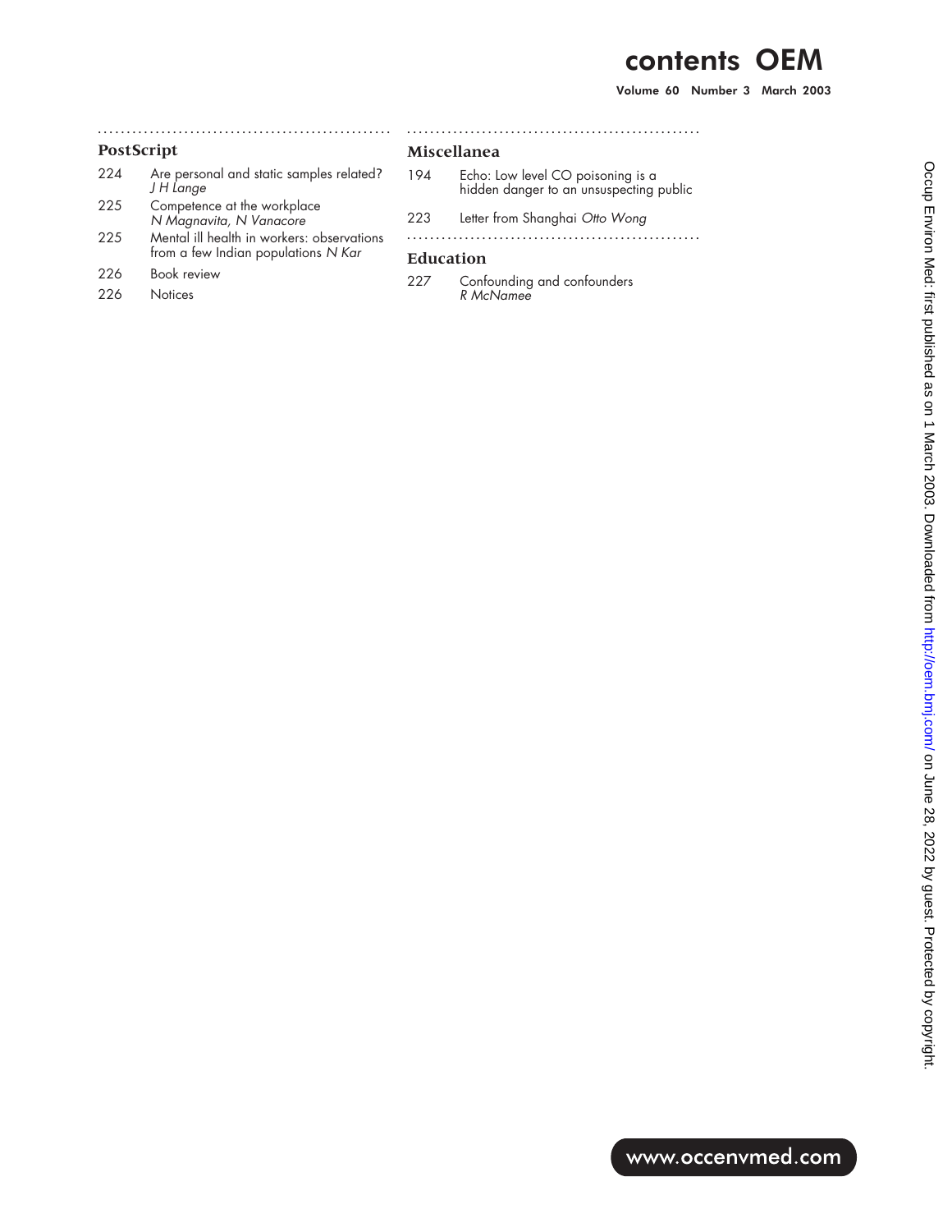## PostScript

224 Are personal and static samples related? *J H Lange*

225 Competence at the workplace *N Magnavita, N Vanacore*

225 Mental ill health in workers: observations from a few Indian populations *N Kar*

226 Book review

226 Notices

## Miscellanea

194 Echo: Low level CO poisoning is a hidden danger to an unsuspecting public

223 Letter from Shanghai *Otto Wong*

## Education

227 Confounding and confounders *R McNamee*